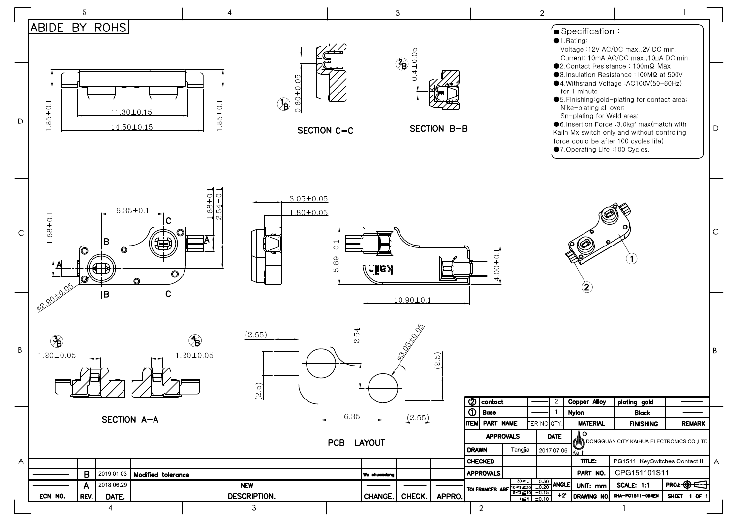ABIDE BY ROHS

## Specification:

- 1.Rating:
  Voltage :12V AC/DC max.,2V DC min.
  Current: 10mA AC/DC max.,10μA DC min.
- 2.Contact Resistance : 100mΩ Max
- 3.Insulation Resistance :100MΩ at 500V
- 4.Withstand Voltage :AC100V(50-60Hz) for 1 minute
- 5.Finishing:gold-plating for contact area; Nike-plating all over; Sn-plating for Weld area;
- 6.Insertion Force :3.0kgf max(match with Kailh Mx switch only and without controling force could be after 100 cycles life).
- 7.Operating Life :100 Cycles.

1.85±0.1
11.30±0.15
14.50±0.15
1.85±0.1

0.60±0.05

SECTION C-C

0.4±0.05

SECTION B-B

6.35±0.1
1.68±0.1
2.54±0.1
1.68±0.1
ø2.90±0.05

3.05±0.05
1.80±0.05

5.89±0.1
4.00±0.1
10.90±0.1

1.20±0.05
1.20±0.05

SECTION A-A

(2.55)
2.54
ø3.05±0.05
(2.5)
(2.5)
6.35
(2.55)

PCB LAYOUT

| ITEM | PART NAME | TER'NO | QTY. | MATERIAL | FINISHING | REMARK |
|---|---|---|---|---|---|---|
| ② | contact | —— | 2 | Copper Alloy | plating gold | —— |
| ① | Base | —— | 1 | Nylon | Black | —— |

| APPROVALS | | DATE | |
|---|---|---|---|
| DRAWN | Tangjia | 2017.07.06 | DONGGUAN CITY KAIHUA ELECTRONICS CO.,LTD |
| CHECKED | | | TITLE: PG1511 KeySwitches Contact II |
| APPROVALS | | | PART NO. CPG151101S11 |

| TOLERANCES ARE | | ANGLE | UNIT: mm | SCALE: 1:1 | PROJ. |
|---|---|---|---|---|---|
| 30<L | ±0.30 | ±2° | DRAWING NO. KHA-PG1511-084EN | SHEET 1 OF 1 | |
| 10<L≤30 | ±0.20 | | | | |
| 5<L≤10 | ±0.15 | | | | |
| L≤5 | ±0.10 | | | | |

| ECN NO. | REV. | DATE. | DESCRIPTION. | CHANGE. | CHECK. | APPRO. |
|---|---|---|---|---|---|---|
| —— | B | 2019.01.03 | Modified tolerance | Wu chuandong | | |
| —— | A | 2018.06.29 | NEW | —— | —— | —— |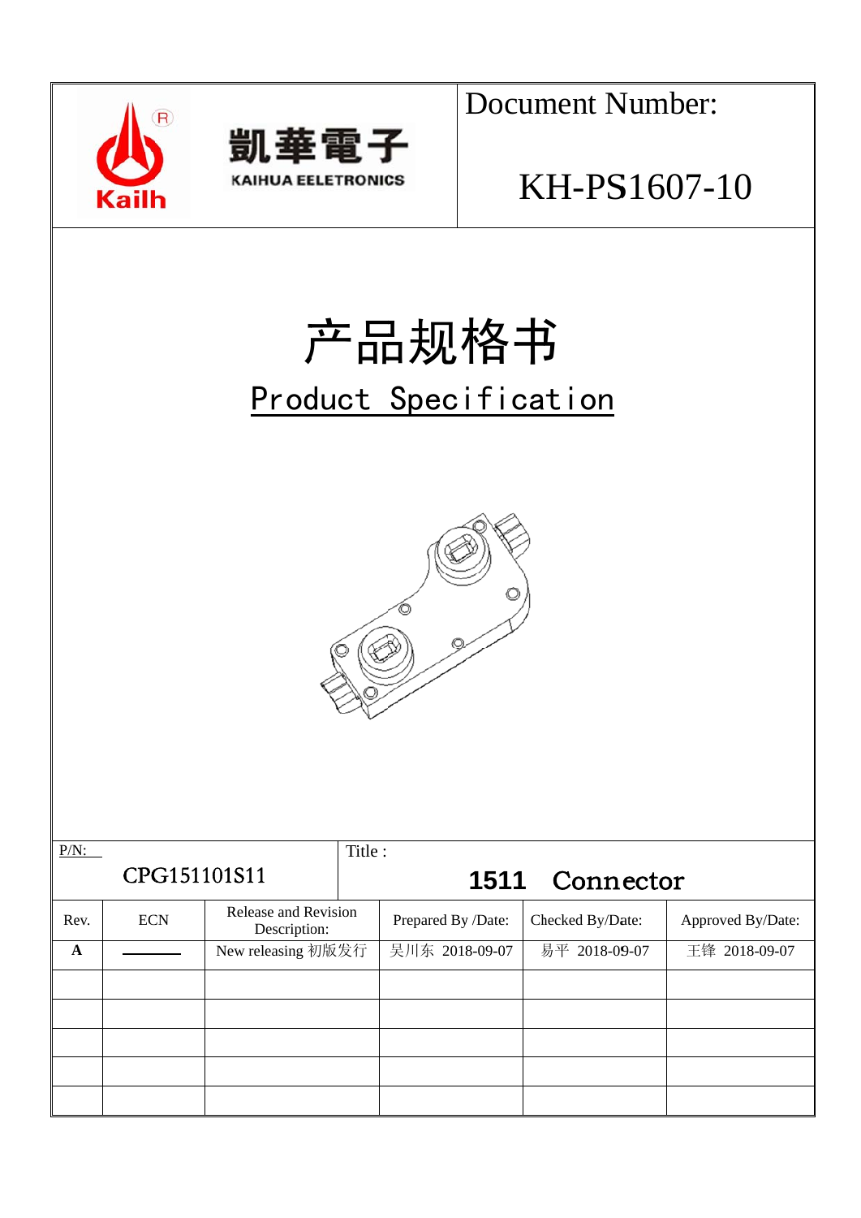| 凱華電子 KAIHUA EELETRONICS | Document Number: KH-PS1607-10 |
|---|---|

# 产品规格书

## Product Specification

| P/N: CPG151101S11 | Title : 1511 Connector |
|---|---|

| Rev. | ECN | Release and Revision Description: | Prepared By /Date: | Checked By/Date: | Approved By/Date: |
|---|---|---|---|---|---|
| **A** | ———— | New releasing 初版发行 | 吴川东 2018-09-07 | 易平 2018-09-07 | 王锋 2018-09-07 |
| | | | | | |
| | | | | | |
| | | | | | |
| | | | | | |
| | | | | | |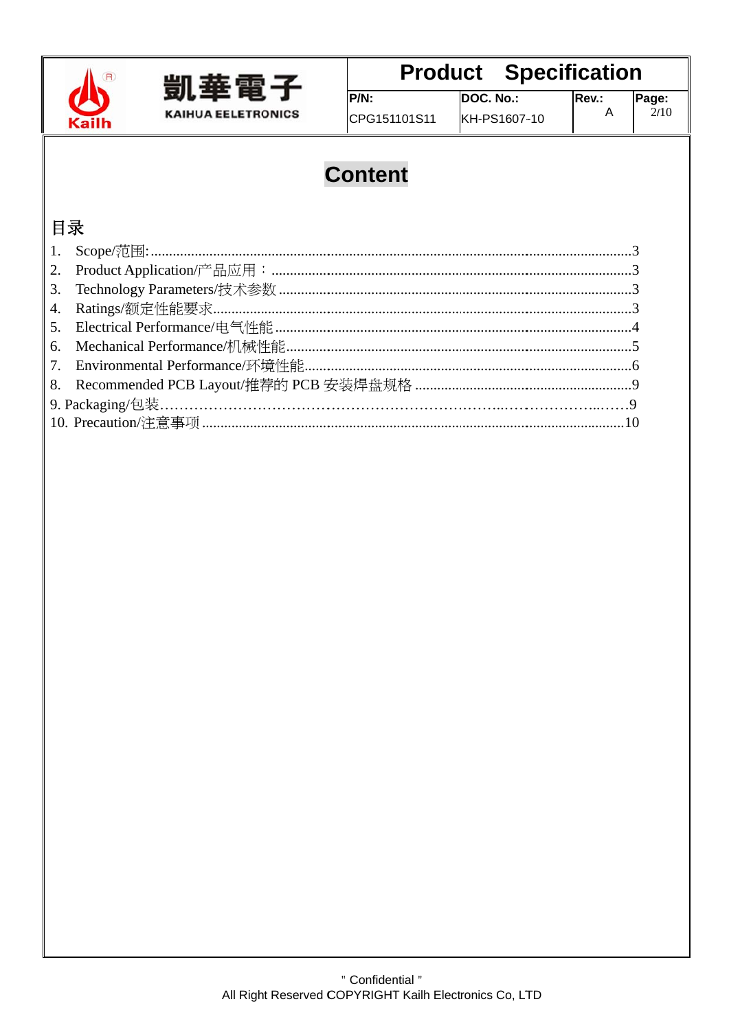# Content

## 目录

1. Scope/范围: ........................................................................................3
2. Product Application/产品应用： ....................................................................3
3. Technology Parameters/技术参数 ....................................................................3
4. Ratings/额定性能要求..................................................................................3
5. Electrical Performance/电气性能 ....................................................................4
6. Mechanical Performance/机械性能....................................................................5
7. Environmental Performance/环境性能.................................................................6
8. Recommended PCB Layout/推荐的 PCB 安装焊盘规格 ..........................................9
9. Packaging/包装……………………………………………………………..……………..……9
10. Precaution/注意事项 ..................................................................................10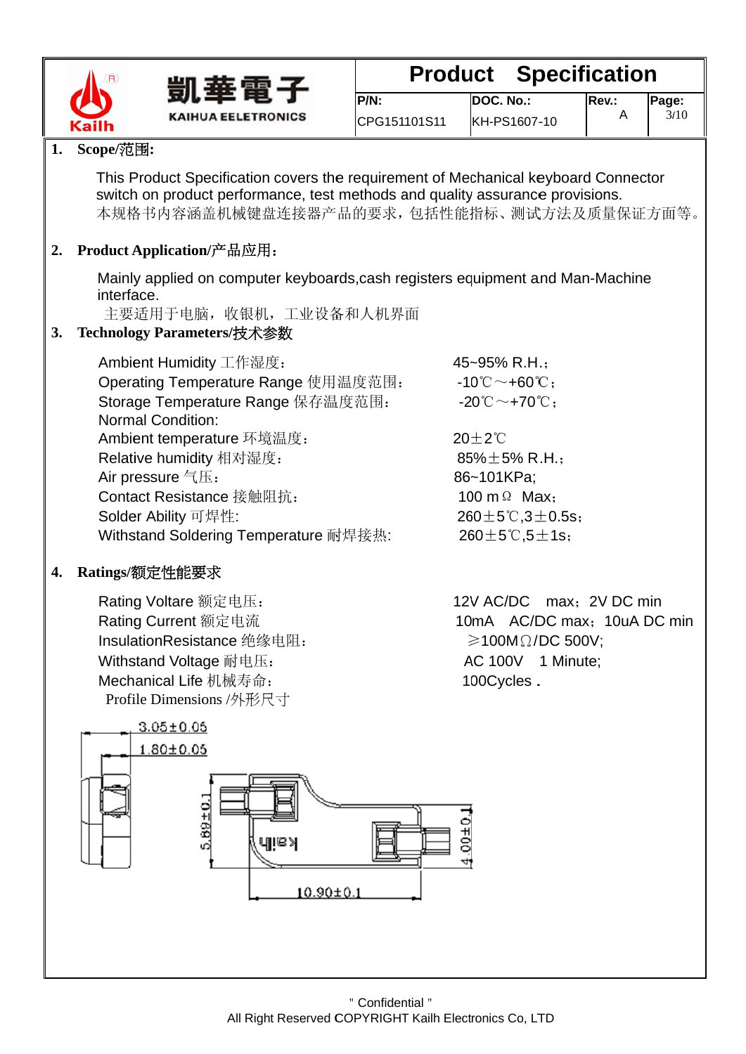| 凯華電子 KAIHUA EELETRONICS | Product Specification | | | |
|---|---|---|---|---|
| | P/N: CPG151101S11 | DOC. No.: KH-PS1607-10 | Rev.: A | Page: 3/10 |

## 1. Scope/范围:

This Product Specification covers the requirement of Mechanical keyboard Connector switch on product performance, test methods and quality assurance provisions.
本规格书内容涵盖机械键盘连接器产品的要求，包括性能指标、测试方法及质量保证方面等。

## 2. Product Application/产品应用：

Mainly applied on computer keyboards,cash registers equipment and Man-Machine interface.
主要适用于电脑，收银机，工业设备和人机界面

## 3. Technology Parameters/技术参数

| | |
|---|---|
| Ambient Humidity 工作湿度： | 45~95% R.H.； |
| Operating Temperature Range 使用温度范围： | -10℃～+60℃； |
| Storage Temperature Range 保存温度范围： | -20℃～+70℃； |
| Normal Condition: | |
| Ambient temperature 环境温度： | 20±2℃ |
| Relative humidity 相对湿度： | 85%±5% R.H.； |
| Air pressure 气压： | 86~101KPa; |
| Contact Resistance 接触阻抗： | 100 mΩ Max； |
| Solder Ability 可焊性: | 260±5℃,3±0.5s； |
| Withstand Soldering Temperature 耐焊接热: | 260±5℃,5±1s； |

## 4. Ratings/额定性能要求

| | |
|---|---|
| Rating Voltare 额定电压： | 12V AC/DC max；2V DC min |
| Rating Current 额定电流 | 10mA AC/DC max；10uA DC min |
| InsulationResistance 绝缘电阻： | ≥100MΩ/DC 500V; |
| Withstand Voltage 耐电压： | AC 100V 1 Minute; |
| Mechanical Life 机械寿命： | 100Cycles . |

Profile Dimensions /外形尺寸

3.05±0.05
1.80±0.05
5.89±0.1
4.00±0.1
10.90±0.1
Kailh

"Confidential"
All Right Reserved COPYRIGHT Kailh Electronics Co, LTD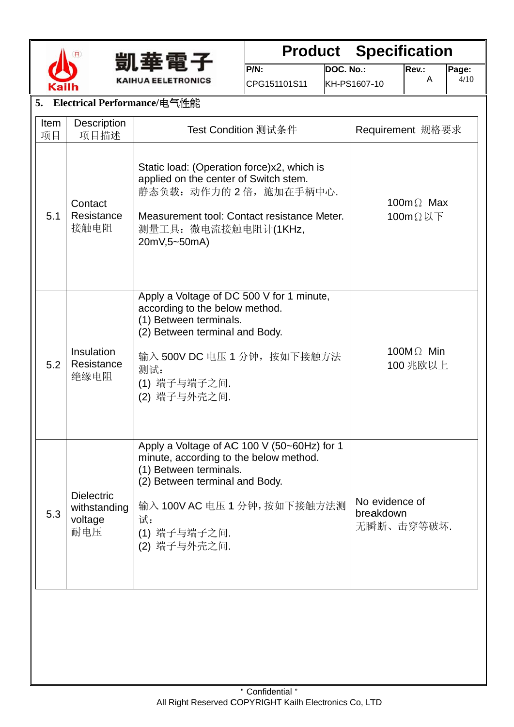## 5. Electrical Performance/电气性能

| Item 项目 | Description 项目描述 | Test Condition 测试条件 | Requirement 规格要求 |
|---|---|---|---|
| 5.1 | Contact Resistance 接触电阻 | Static load: (Operation force)x2, which is applied on the center of Switch stem.<br>静态负载：动作力的 2 倍，施加在手柄中心.<br><br>Measurement tool: Contact resistance Meter.<br>测量工具：微电流接触电阻计(1KHz, 20mV,5~50mA) | 100mΩ Max<br>100mΩ以下 |
| 5.2 | Insulation Resistance 绝缘电阻 | Apply a Voltage of DC 500 V for 1 minute, according to the below method.<br>(1) Between terminals.<br>(2) Between terminal and Body.<br><br>输入 500V DC 电压 1 分钟，按如下接触方法测试：<br>(1) 端子与端子之间.<br>(2) 端子与外壳之间. | 100MΩ Min<br>100 兆欧以上 |
| 5.3 | Dielectric withstanding voltage 耐电压 | Apply a Voltage of AC 100 V (50~60Hz) for 1 minute, according to the below method.<br>(1) Between terminals.<br>(2) Between terminal and Body.<br><br>输入 100V AC 电压 1 分钟，按如下接触方法测试：<br>(1) 端子与端子之间.<br>(2) 端子与外壳之间. | No evidence of breakdown<br>无瞬断、击穿等破坏. |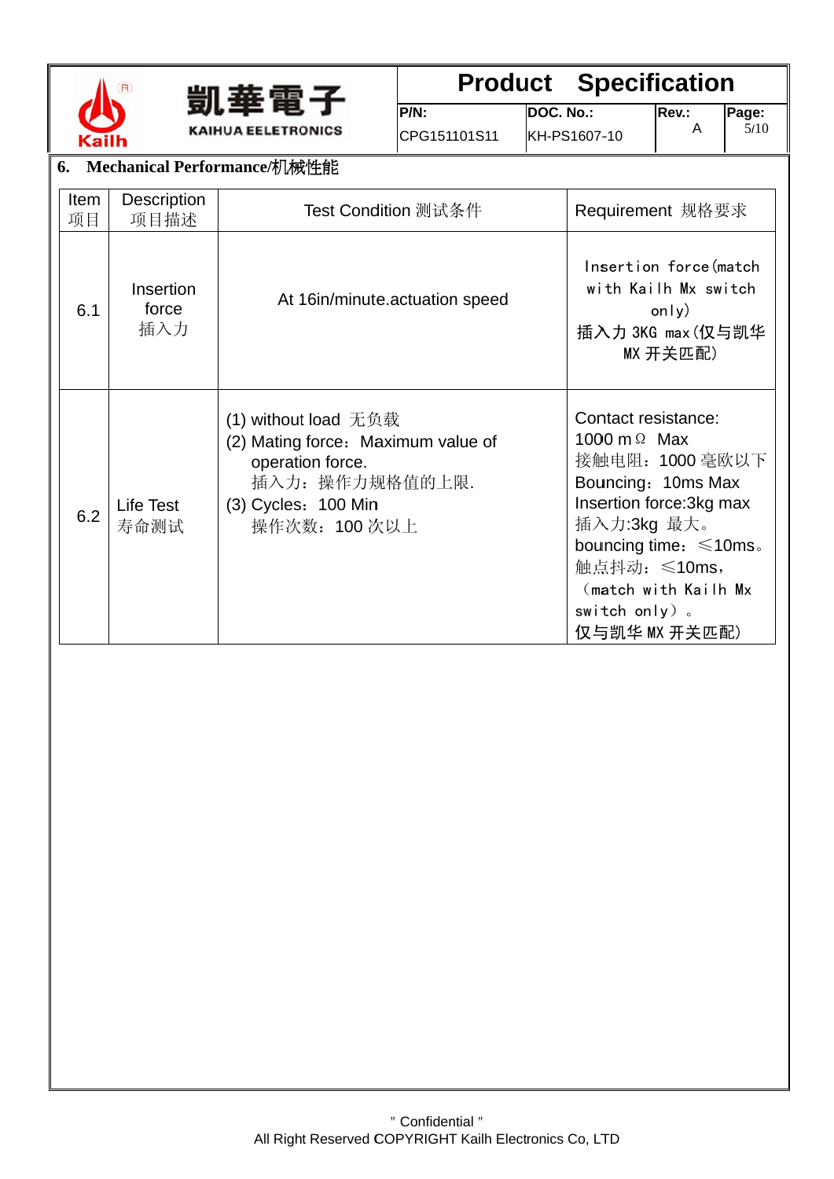## 6. Mechanical Performance/机械性能

| Item 项目 | Description 项目描述 | Test Condition 测试条件 | Requirement 规格要求 |
|---|---|---|---|
| 6.1 | Insertion force 插入力 | At 16in/minute.actuation speed | Insertion force(match with Kailh Mx switch only) 插入力 3KG max(仅与凯华 MX 开关匹配) |
| 6.2 | Life Test 寿命测试 | (1) without load 无负载<br>(2) Mating force：Maximum value of operation force.<br>插入力：操作力规格值的上限.<br>(3) Cycles：100 Min<br>操作次数：100 次以上 | Contact resistance: 1000 mΩ Max<br>接触电阻：1000 毫欧以下<br>Bouncing：10ms Max<br>Insertion force:3kg max<br>插入力:3kg 最大。<br>bouncing time：≤10ms。<br>触点抖动：≤10ms，<br>（match with Kailh Mx switch only）。<br>仅与凯华 MX 开关匹配) |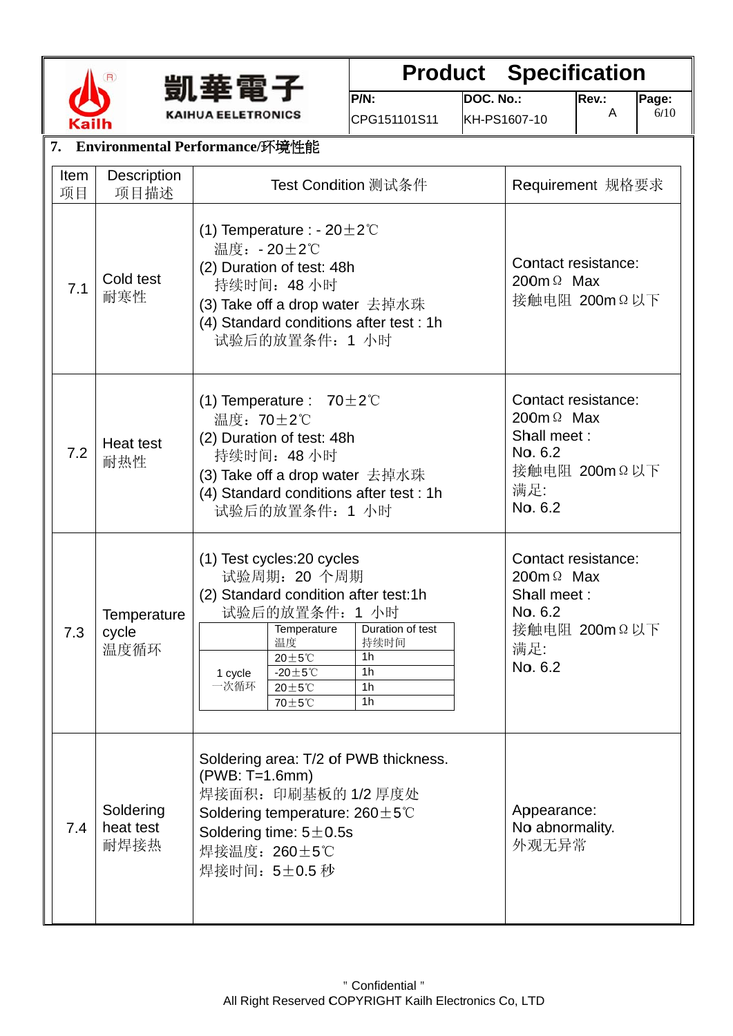## 7. Environmental Performance/环境性能

| Item 项目 | Description 项目描述 | Test Condition 测试条件 | Requirement 规格要求 |
|---|---|---|---|
| 7.1 | Cold test<br>耐寒性 | (1) Temperature : - 20±2℃<br>温度：- 20±2℃<br>(2) Duration of test: 48h<br>持续时间：48 小时<br>(3) Take off a drop water 去掉水珠<br>(4) Standard conditions after test : 1h<br>试验后的放置条件：1 小时 | Contact resistance:<br>200mΩ Max<br>接触电阻 200mΩ以下 |
| 7.2 | Heat test<br>耐热性 | (1) Temperature : 70±2℃<br>温度：70±2℃<br>(2) Duration of test: 48h<br>持续时间：48 小时<br>(3) Take off a drop water 去掉水珠<br>(4) Standard conditions after test : 1h<br>试验后的放置条件：1 小时 | Contact resistance:<br>200mΩ Max<br>Shall meet :<br>No. 6.2<br>接触电阻 200mΩ以下<br>满足:<br>No. 6.2 |
| 7.3 | Temperature cycle<br>温度循环 | (1) Test cycles:20 cycles<br>试验周期：20 个周期<br>(2) Standard condition after test:1h<br>试验后的放置条件：1 小时<br>1 cycle 一次循环:<br>Temperature 温度 / Duration of test 持续时间<br>20±5℃ / 1h<br>-20±5℃ / 1h<br>20±5℃ / 1h<br>70±5℃ / 1h | Contact resistance:<br>200mΩ Max<br>Shall meet :<br>No. 6.2<br>接触电阻 200mΩ以下<br>满足:<br>No. 6.2 |
| 7.4 | Soldering heat test<br>耐焊接热 | Soldering area: T/2 of PWB thickness.<br>(PWB: T=1.6mm)<br>焊接面积：印刷基板的 1/2 厚度处<br>Soldering temperature: 260±5℃<br>Soldering time: 5±0.5s<br>焊接温度：260±5℃<br>焊接时间：5±0.5 秒 | Appearance:<br>No abnormality.<br>外观无异常 |

" Confidential "
All Right Reserved COPYRIGHT Kailh Electronics Co, LTD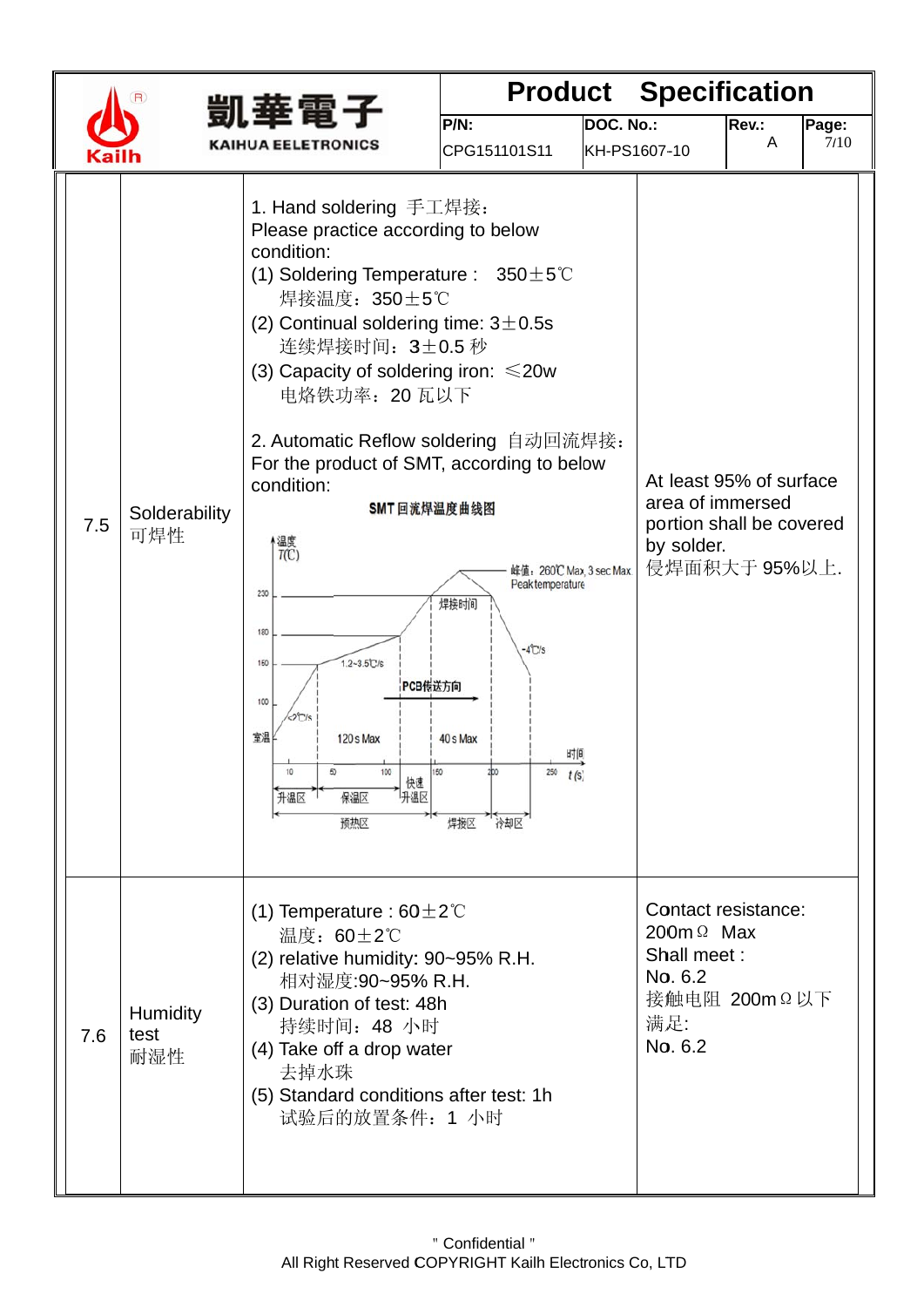| 7.5 | Solderability<br>可焊性 | 1. Hand soldering 手工焊接：<br>Please practice according to below condition:<br>(1) Soldering Temperature : 350±5℃<br>焊接温度：350±5℃<br>(2) Continual soldering time: 3±0.5s<br>连续焊接时间：3±0.5 秒<br>(3) Capacity of soldering iron: ≤20w<br>电烙铁功率：20 瓦以下<br><br>2. Automatic Reflow soldering 自动回流焊接：<br>For the product of SMT, according to below condition:<br>SMT 回流焊温度曲线图<br>温度 T(℃)；峰值：260℃ Max, 3 sec Max Peak temperature；230；180；150；100；室温；1.2~3.5℃/s；<2℃/s；焊接时间；-4℃/s；PCB传送方向；120 s Max；40 s Max；时间 t (s)；10；50；100；150；200；250；升温区；保温区；快速升温区；预热区；焊接区；冷却区 | At least 95% of surface area of immersed portion shall be covered by solder.<br>侵焊面积大于 95%以上. |
|---|---|---|---|
| 7.6 | Humidity test<br>耐湿性 | (1) Temperature : 60±2℃<br>温度：60±2℃<br>(2) relative humidity: 90~95% R.H.<br>相对湿度:90~95% R.H.<br>(3) Duration of test: 48h<br>持续时间：48 小时<br>(4) Take off a drop water<br>去掉水珠<br>(5) Standard conditions after test: 1h<br>试验后的放置条件：1 小时 | Contact resistance: 200mΩ Max<br>Shall meet :<br>No. 6.2<br>接触电阻 200mΩ 以下<br>满足:<br>No. 6.2 |

" Confidential "
All Right Reserved COPYRIGHT Kailh Electronics Co, LTD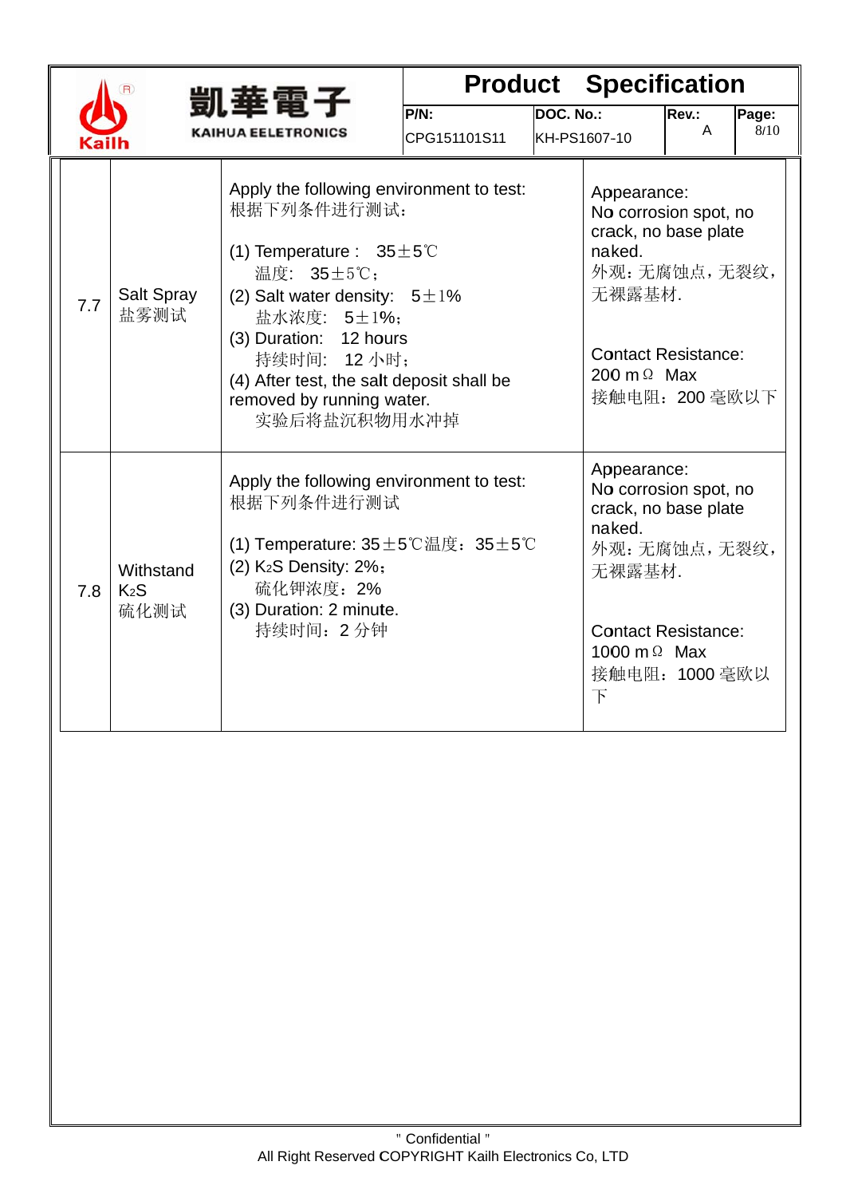| 7.7 | Salt Spray<br>盐雾测试 | Apply the following environment to test:<br>根据下列条件进行测试:<br><br>(1) Temperature : 35±5℃<br>温度: 35±5℃;<br>(2) Salt water density: 5±1%<br>盐水浓度: 5±1%;<br>(3) Duration: 12 hours<br>持续时间: 12 小时;<br>(4) After test, the salt deposit shall be removed by running water.<br>实验后将盐沉积物用水冲掉 | Appearance:<br>No corrosion spot, no crack, no base plate naked.<br>外观:无腐蚀点，无裂纹，无裸露基材.<br><br>Contact Resistance:<br>200 mΩ Max<br>接触电阻：200 毫欧以下 |
|---|---|---|---|
| 7.8 | Withstand $K_2S$<br>硫化测试 | Apply the following environment to test:<br>根据下列条件进行测试<br><br>(1) Temperature: 35±5℃温度：35±5℃<br>(2) $K_2S$ Density: 2%;<br>硫化钾浓度：2%<br>(3) Duration: 2 minute.<br>持续时间：2 分钟 | Appearance:<br>No corrosion spot, no crack, no base plate naked.<br>外观:无腐蚀点，无裂纹，无裸露基材.<br><br>Contact Resistance:<br>1000 mΩ Max<br>接触电阻：1000 毫欧以下 |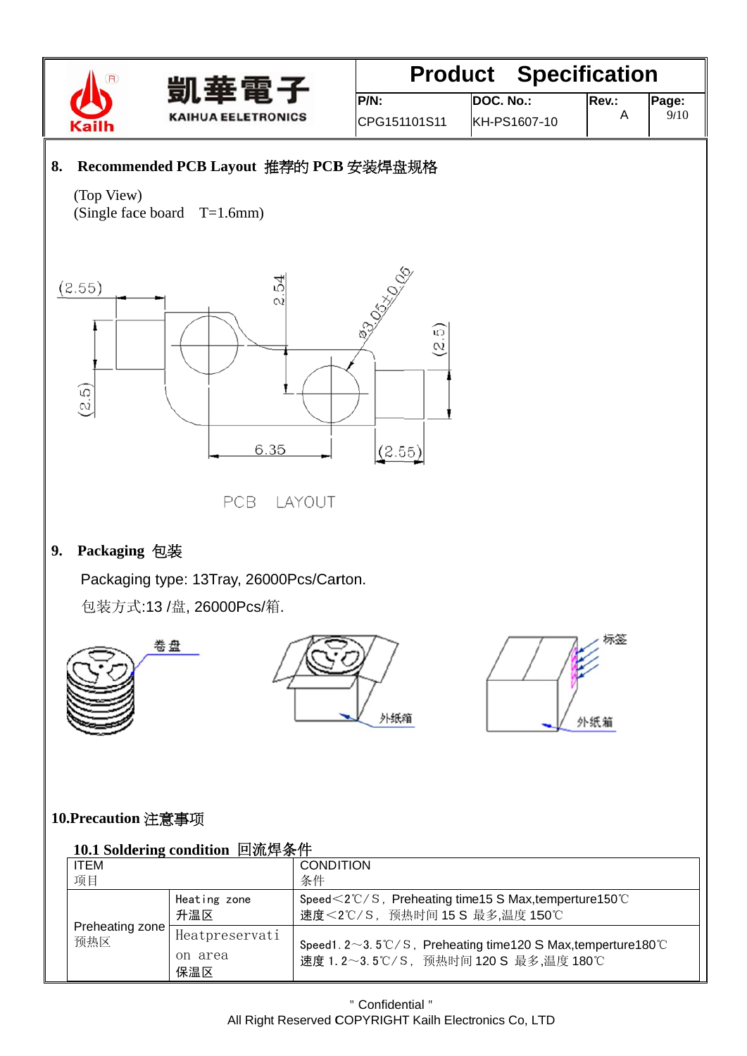## 8. Recommended PCB Layout 推荐的 PCB 安装焊盘规格

(Top View)
(Single face board T=1.6mm)

(2.55) 2.54 Ø3.05±0.05 (2.5) (2.5) 6.35 (2.55)

PCB LAYOUT

## 9. Packaging 包装

Packaging type: 13Tray, 26000Pcs/Carton.

包装方式:13 /盘, 26000Pcs/箱.

卷盘 外纸箱 标签 外纸箱

## 10.Precaution 注意事项

### 10.1 Soldering condition 回流焊条件

| ITEM<br>项目 | | CONDITION<br>条件 |
|---|---|---|
| Preheating zone<br>预热区 | Heating zone<br>升温区 | Speed＜2℃/S, Preheating time15 S Max,temperture150℃<br>速度＜2℃/S, 预热时间 15 S 最多,温度 150℃ |
| | Heatpreservation area<br>保温区 | Speed1.2～3.5℃/S, Preheating time120 S Max,temperture180℃<br>速度 1.2～3.5℃/S, 预热时间 120 S 最多,温度 180℃ |

" Confidential "
All Right Reserved COPYRIGHT Kailh Electronics Co, LTD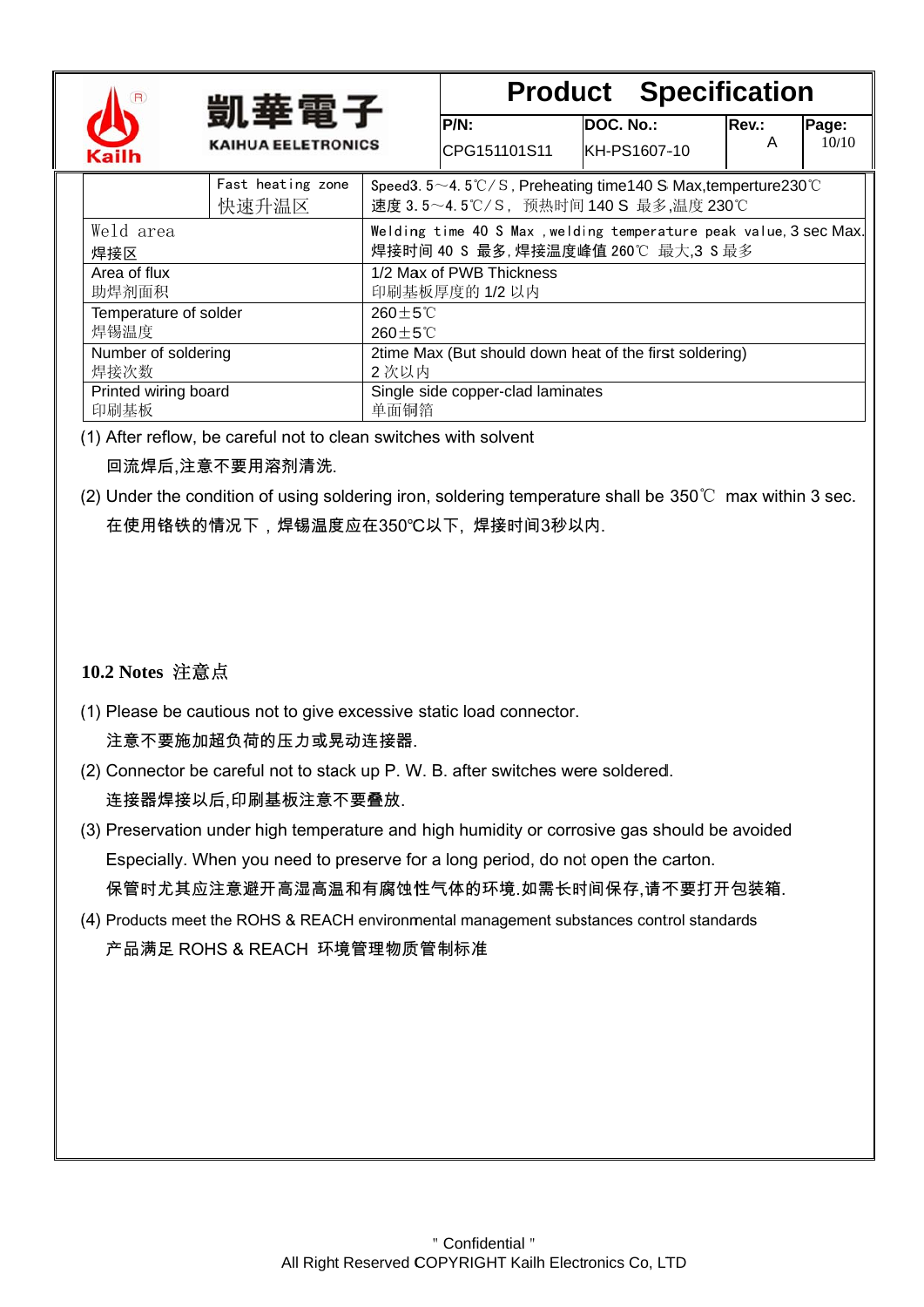| | | |
|---|---|---|
| | Fast heating zone<br>快速升温区 | Speed3. 5～4. 5℃/S, Preheating time140 S Max,temperture230℃<br>速度 3. 5～4. 5℃/S， 预热时间 140 S 最多,温度 230℃ |
| Weld area<br>焊接区 | | Welding time 40 S Max ,welding temperature peak value, 3 sec Max.<br>焊接时间 40 S 最多, 焊接温度峰值 260℃ 最大,3 S 最多 |
| Area of flux<br>助焊剂面积 | | 1/2 Max of PWB Thickness<br>印刷基板厚度的 1/2 以内 |
| Temperature of solder<br>焊锡温度 | | 260±5℃<br>260±5℃ |
| Number of soldering<br>焊接次数 | | 2time Max (But should down heat of the first soldering)<br>2 次以内 |
| Printed wiring board<br>印刷基板 | | Single side copper-clad laminates<br>单面铜箔 |

(1) After reflow, be careful not to clean switches with solvent

回流焊后,注意不要用溶剂清洗.

(2) Under the condition of using soldering iron, soldering temperature shall be 350℃ max within 3 sec.

在使用铬铁的情况下，焊锡温度应在350℃以下，焊接时间3秒以内.

## 10.2 Notes 注意点

(1) Please be cautious not to give excessive static load connector.

注意不要施加超负荷的压力或晃动连接器.

(2) Connector be careful not to stack up P. W. B. after switches were soldered.

连接器焊接以后,印刷基板注意不要叠放.

(3) Preservation under high temperature and high humidity or corrosive gas should be avoided Especially. When you need to preserve for a long period, do not open the carton.

保管时尤其应注意避开高湿高温和有腐蚀性气体的环境.如需长时间保存,请不要打开包装箱.

(4) Products meet the ROHS & REACH environmental management substances control standards

产品满足 ROHS & REACH 环境管理物质管制标准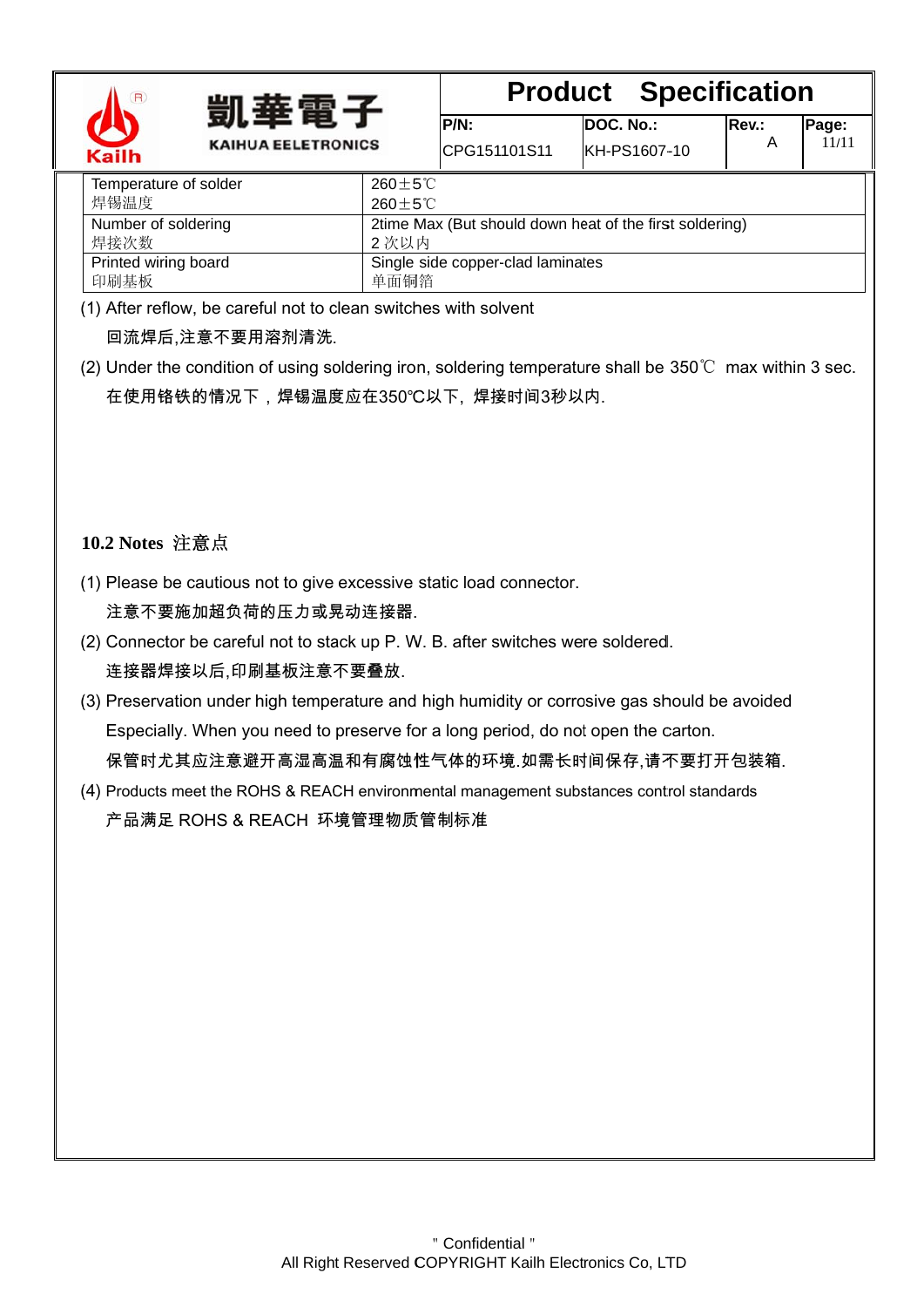| | |
|---|---|
| Temperature of solder<br>焊锡温度 | 260±5℃<br>260±5℃ |
| Number of soldering<br>焊接次数 | 2time Max (But should down heat of the first soldering)<br>2 次以内 |
| Printed wiring board<br>印刷基板 | Single side copper-clad laminates<br>单面铜箔 |

(1) After reflow, be careful not to clean switches with solvent

回流焊后,注意不要用溶剂清洗.

(2) Under the condition of using soldering iron, soldering temperature shall be 350℃ max within 3 sec.

在使用铬铁的情况下，焊锡温度应在350℃以下, 焊接时间3秒以内.

## 10.2 Notes 注意点

(1) Please be cautious not to give excessive static load connector.

注意不要施加超负荷的压力或晃动连接器.

(2) Connector be careful not to stack up P. W. B. after switches were soldered.

连接器焊接以后,印刷基板注意不要叠放.

(3) Preservation under high temperature and high humidity or corrosive gas should be avoided Especially. When you need to preserve for a long period, do not open the carton.

保管时尤其应注意避开高湿高温和有腐蚀性气体的环境.如需长时间保存,请不要打开包装箱.

(4) Products meet the ROHS & REACH environmental management substances control standards

产品满足 ROHS & REACH 环境管理物质管制标准

" Confidential "

All Right Reserved COPYRIGHT Kailh Electronics Co, LTD